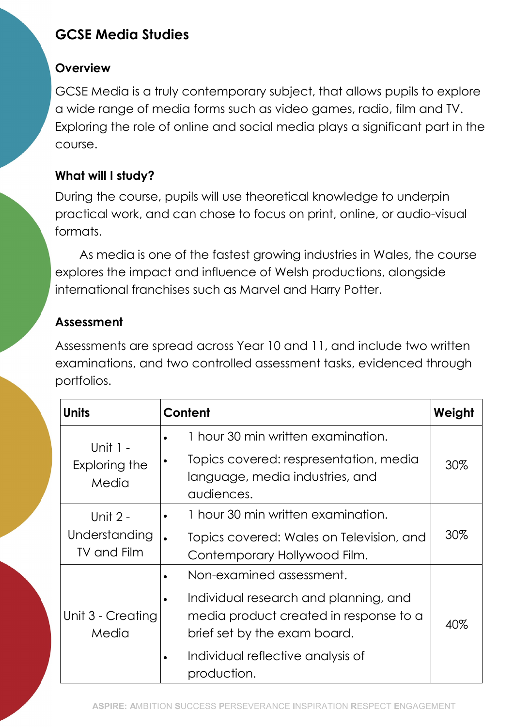# GCSE Media Studies

## Overview

GCSE Media is a truly contemporary subject, that allows pupils to explore a wide range of media forms such as video games, radio, film and TV. Exploring the role of online and social media plays a significant part in the course.

## What will I study?

During the course, pupils will use theoretical knowledge to underpin practical work, and can chose to focus on print, online, or audio-visual formats.

As media is one of the fastest growing industries in Wales, the course explores the impact and influence of Welsh productions, alongside international franchises such as Marvel and Harry Potter.

## Assessment

Assessments are spread across Year 10 and 11, and include two written examinations, and two controlled assessment tasks, evidenced through portfolios.

| Units | Content | Weight |
|---|---|---|
| Unit 1 - Exploring the Media | • 1 hour 30 min written examination.<br>• Topics covered: respresentation, media language, media industries, and audiences. | 30% |
| Unit 2 - Understanding TV and Film | • 1 hour 30 min written examination.<br>• Topics covered: Wales on Television, and Contemporary Hollywood Film. | 30% |
| Unit 3 - Creating Media | • Non-examined assessment.<br>• Individual research and planning, and media product created in response to a brief set by the exam board.<br>• Individual reflective analysis of production. | 40% |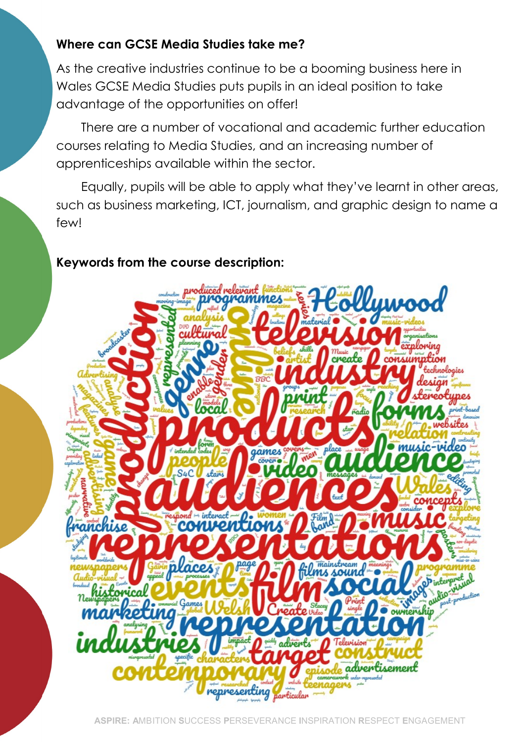**Where can GCSE Media Studies take me?**

As the creative industries continue to be a booming business here in Wales GCSE Media Studies puts pupils in an ideal position to take advantage of the opportunities on offer!

There are a number of vocational and academic further education courses relating to Media Studies, and an increasing number of apprenticeships available within the sector.

Equally, pupils will be able to apply what they've learnt in other areas, such as business marketing, ICT, journalism, and graphic design to name a few!

**Keywords from the course description:**

products audiences representations representation production online industry television audience forms Hollywood genre events film social music video contemporary industries marketing target construct Wales Welsh conventions people print local cultural programmes analysis gender game advertising franchise historical places films sound images concepts relation stereotypes design consumption exploring websites music-video represented newspapers magazines narrative Audio-visual Newspapers characters adverts episode advertisement teenagers representing particular produced relevant functions series material music-videos organisations technologies create artist beliefs Music radio research games cover men women Film band interact respond S4C stars BBC Games global Create Print Television impact programme interpret audio-visual post-production ownership targeting explore editing posters

ASPIRE: AMBITION SUCCESS PERSEVERANCE INSPIRATION RESPECT ENGAGEMENT